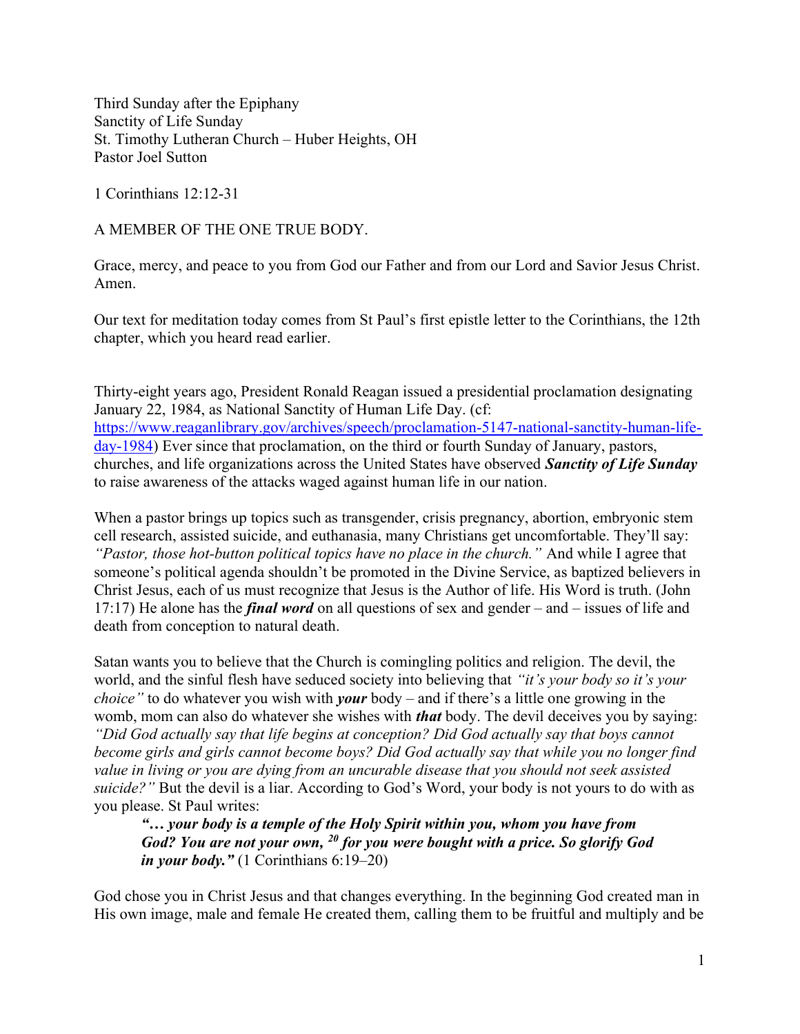Third Sunday after the Epiphany
Sanctity of Life Sunday
St. Timothy Lutheran Church – Huber Heights, OH
Pastor Joel Sutton

1 Corinthians 12:12-31

A MEMBER OF THE ONE TRUE BODY.

Grace, mercy, and peace to you from God our Father and from our Lord and Savior Jesus Christ. Amen.

Our text for meditation today comes from St Paul's first epistle letter to the Corinthians, the 12th chapter, which you heard read earlier.

Thirty-eight years ago, President Ronald Reagan issued a presidential proclamation designating January 22, 1984, as National Sanctity of Human Life Day. (cf: https://www.reaganlibrary.gov/archives/speech/proclamation-5147-national-sanctity-human-life-day-1984) Ever since that proclamation, on the third or fourth Sunday of January, pastors, churches, and life organizations across the United States have observed ***Sanctity of Life Sunday*** to raise awareness of the attacks waged against human life in our nation.

When a pastor brings up topics such as transgender, crisis pregnancy, abortion, embryonic stem cell research, assisted suicide, and euthanasia, many Christians get uncomfortable. They'll say: *"Pastor, those hot-button political topics have no place in the church."* And while I agree that someone's political agenda shouldn't be promoted in the Divine Service, as baptized believers in Christ Jesus, each of us must recognize that Jesus is the Author of life. His Word is truth. (John 17:17) He alone has the ***final word*** on all questions of sex and gender – and – issues of life and death from conception to natural death.

Satan wants you to believe that the Church is comingling politics and religion. The devil, the world, and the sinful flesh have seduced society into believing that *"it's your body so it's your choice"* to do whatever you wish with ***your*** body – and if there's a little one growing in the womb, mom can also do whatever she wishes with ***that*** body. The devil deceives you by saying: *"Did God actually say that life begins at conception? Did God actually say that boys cannot become girls and girls cannot become boys? Did God actually say that while you no longer find value in living or you are dying from an uncurable disease that you should not seek assisted suicide?"* But the devil is a liar. According to God's Word, your body is not yours to do with as you please. St Paul writes:

> ***"… your body is a temple of the Holy Spirit within you, whom you have from God? You are not your own, [20] for you were bought with a price. So glorify God in your body."*** (1 Corinthians 6:19–20)

God chose you in Christ Jesus and that changes everything. In the beginning God created man in His own image, male and female He created them, calling them to be fruitful and multiply and be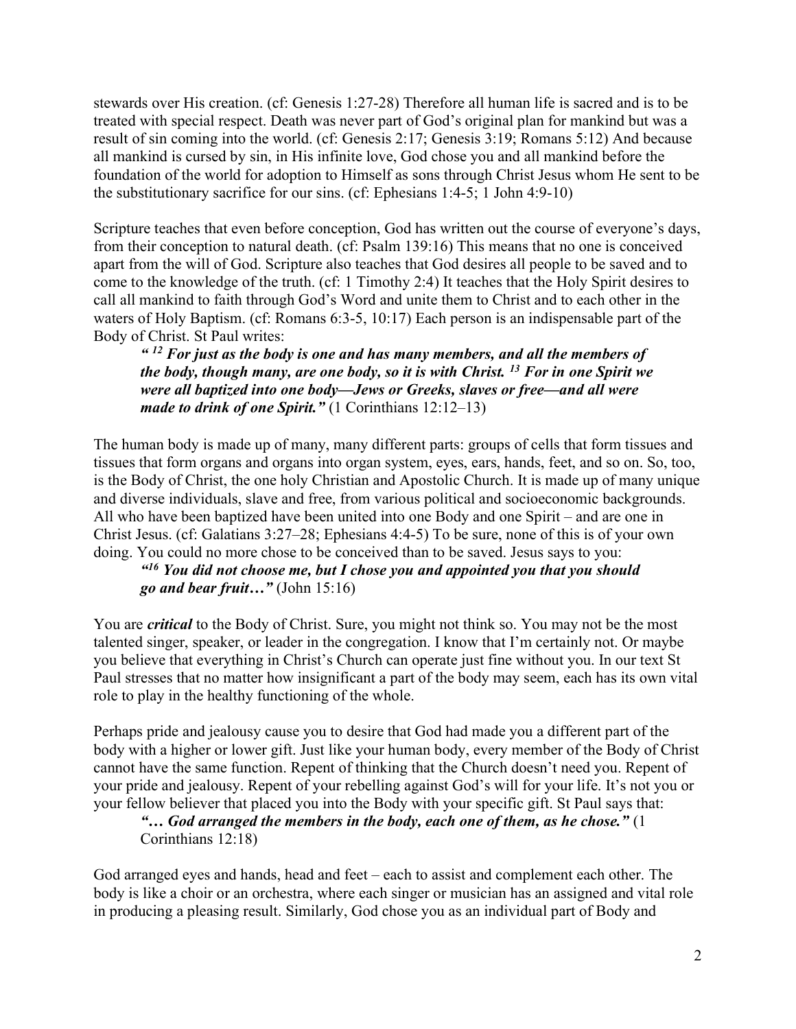stewards over His creation. (cf: Genesis 1:27-28) Therefore all human life is sacred and is to be treated with special respect. Death was never part of God's original plan for mankind but was a result of sin coming into the world. (cf: Genesis 2:17; Genesis 3:19; Romans 5:12) And because all mankind is cursed by sin, in His infinite love, God chose you and all mankind before the foundation of the world for adoption to Himself as sons through Christ Jesus whom He sent to be the substitutionary sacrifice for our sins. (cf: Ephesians 1:4-5; 1 John 4:9-10)

Scripture teaches that even before conception, God has written out the course of everyone's days, from their conception to natural death. (cf: Psalm 139:16) This means that no one is conceived apart from the will of God. Scripture also teaches that God desires all people to be saved and to come to the knowledge of the truth. (cf: 1 Timothy 2:4) It teaches that the Holy Spirit desires to call all mankind to faith through God's Word and unite them to Christ and to each other in the waters of Holy Baptism. (cf: Romans 6:3-5, 10:17) Each person is an indispensable part of the Body of Christ. St Paul writes:

> ***" [12] For just as the body is one and has many members, and all the members of the body, though many, are one body, so it is with Christ. [13] For in one Spirit we were all baptized into one body—Jews or Greeks, slaves or free—and all were made to drink of one Spirit."*** (1 Corinthians 12:12–13)

The human body is made up of many, many different parts: groups of cells that form tissues and tissues that form organs and organs into organ system, eyes, ears, hands, feet, and so on. So, too, is the Body of Christ, the one holy Christian and Apostolic Church. It is made up of many unique and diverse individuals, slave and free, from various political and socioeconomic backgrounds. All who have been baptized have been united into one Body and one Spirit – and are one in Christ Jesus. (cf: Galatians 3:27–28; Ephesians 4:4-5) To be sure, none of this is of your own doing. You could no more chose to be conceived than to be saved. Jesus says to you:

> ***"[16] You did not choose me, but I chose you and appointed you that you should go and bear fruit…"*** (John 15:16)

You are ***critical*** to the Body of Christ. Sure, you might not think so. You may not be the most talented singer, speaker, or leader in the congregation. I know that I'm certainly not. Or maybe you believe that everything in Christ's Church can operate just fine without you. In our text St Paul stresses that no matter how insignificant a part of the body may seem, each has its own vital role to play in the healthy functioning of the whole.

Perhaps pride and jealousy cause you to desire that God had made you a different part of the body with a higher or lower gift. Just like your human body, every member of the Body of Christ cannot have the same function. Repent of thinking that the Church doesn't need you. Repent of your pride and jealousy. Repent of your rebelling against God's will for your life. It's not you or your fellow believer that placed you into the Body with your specific gift. St Paul says that:

> ***"… God arranged the members in the body, each one of them, as he chose."*** (1 Corinthians 12:18)

God arranged eyes and hands, head and feet – each to assist and complement each other. The body is like a choir or an orchestra, where each singer or musician has an assigned and vital role in producing a pleasing result. Similarly, God chose you as an individual part of Body and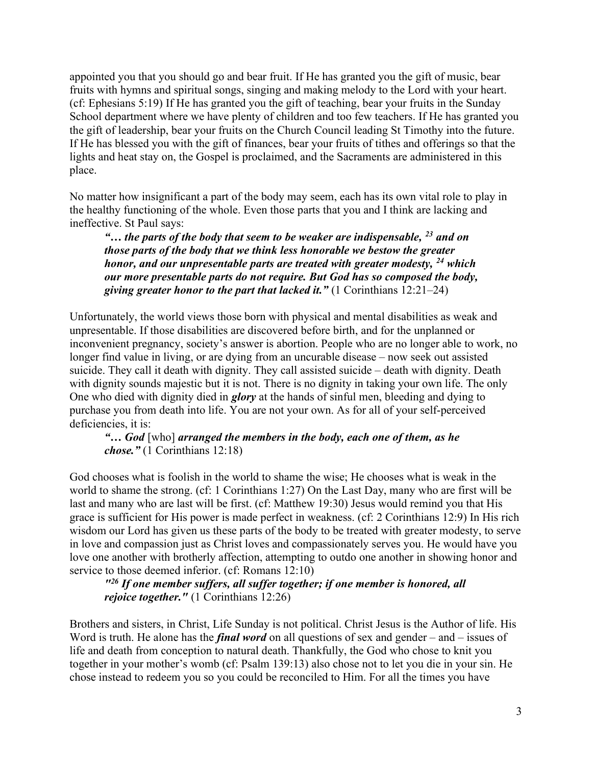appointed you that you should go and bear fruit. If He has granted you the gift of music, bear fruits with hymns and spiritual songs, singing and making melody to the Lord with your heart. (cf: Ephesians 5:19) If He has granted you the gift of teaching, bear your fruits in the Sunday School department where we have plenty of children and too few teachers. If He has granted you the gift of leadership, bear your fruits on the Church Council leading St Timothy into the future. If He has blessed you with the gift of finances, bear your fruits of tithes and offerings so that the lights and heat stay on, the Gospel is proclaimed, and the Sacraments are administered in this place.

No matter how insignificant a part of the body may seem, each has its own vital role to play in the healthy functioning of the whole. Even those parts that you and I think are lacking and ineffective. St Paul says:

> ***"… the parts of the body that seem to be weaker are indispensable, [23] and on those parts of the body that we think less honorable we bestow the greater honor, and our unpresentable parts are treated with greater modesty, [24] which our more presentable parts do not require. But God has so composed the body, giving greater honor to the part that lacked it."*** (1 Corinthians 12:21–24)

Unfortunately, the world views those born with physical and mental disabilities as weak and unpresentable. If those disabilities are discovered before birth, and for the unplanned or inconvenient pregnancy, society's answer is abortion. People who are no longer able to work, no longer find value in living, or are dying from an uncurable disease – now seek out assisted suicide. They call it death with dignity. They call assisted suicide – death with dignity. Death with dignity sounds majestic but it is not. There is no dignity in taking your own life. The only One who died with dignity died in ***glory*** at the hands of sinful men, bleeding and dying to purchase you from death into life. You are not your own. As for all of your self-perceived deficiencies, it is:

> ***"… God*** [who] ***arranged the members in the body, each one of them, as he chose."*** (1 Corinthians 12:18)

God chooses what is foolish in the world to shame the wise; He chooses what is weak in the world to shame the strong. (cf: 1 Corinthians 1:27) On the Last Day, many who are first will be last and many who are last will be first. (cf: Matthew 19:30) Jesus would remind you that His grace is sufficient for His power is made perfect in weakness. (cf: 2 Corinthians 12:9) In His rich wisdom our Lord has given us these parts of the body to be treated with greater modesty, to serve in love and compassion just as Christ loves and compassionately serves you. He would have you love one another with brotherly affection, attempting to outdo one another in showing honor and service to those deemed inferior. (cf: Romans 12:10)

> ***"[26] If one member suffers, all suffer together; if one member is honored, all rejoice together."*** (1 Corinthians 12:26)

Brothers and sisters, in Christ, Life Sunday is not political. Christ Jesus is the Author of life. His Word is truth. He alone has the ***final word*** on all questions of sex and gender – and – issues of life and death from conception to natural death. Thankfully, the God who chose to knit you together in your mother's womb (cf: Psalm 139:13) also chose not to let you die in your sin. He chose instead to redeem you so you could be reconciled to Him. For all the times you have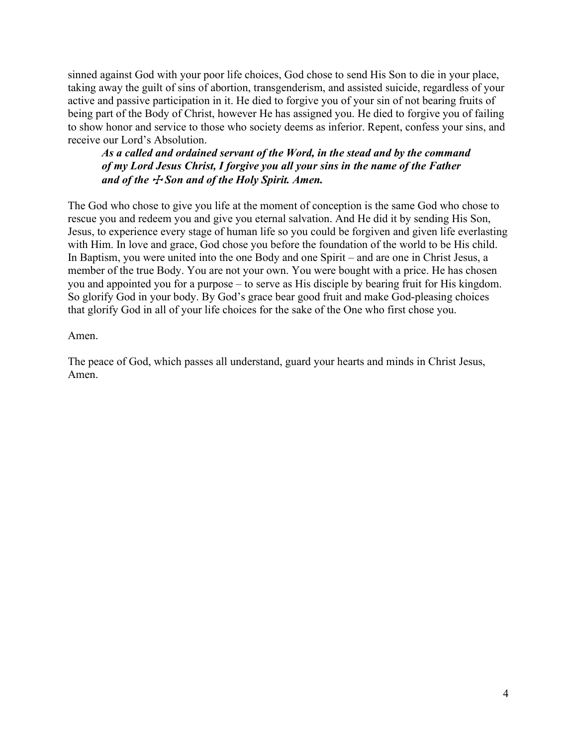sinned against God with your poor life choices, God chose to send His Son to die in your place, taking away the guilt of sins of abortion, transgenderism, and assisted suicide, regardless of your active and passive participation in it. He died to forgive you of your sin of not bearing fruits of being part of the Body of Christ, however He has assigned you. He died to forgive you of failing to show honor and service to those who society deems as inferior. Repent, confess your sins, and receive our Lord's Absolution.

> ***As a called and ordained servant of the Word, in the stead and by the command of my Lord Jesus Christ, I forgive you all your sins in the name of the Father and of the ☩ Son and of the Holy Spirit. Amen.***

The God who chose to give you life at the moment of conception is the same God who chose to rescue you and redeem you and give you eternal salvation. And He did it by sending His Son, Jesus, to experience every stage of human life so you could be forgiven and given life everlasting with Him. In love and grace, God chose you before the foundation of the world to be His child. In Baptism, you were united into the one Body and one Spirit – and are one in Christ Jesus, a member of the true Body. You are not your own. You were bought with a price. He has chosen you and appointed you for a purpose – to serve as His disciple by bearing fruit for His kingdom. So glorify God in your body. By God's grace bear good fruit and make God-pleasing choices that glorify God in all of your life choices for the sake of the One who first chose you.

Amen.

The peace of God, which passes all understand, guard your hearts and minds in Christ Jesus, Amen.